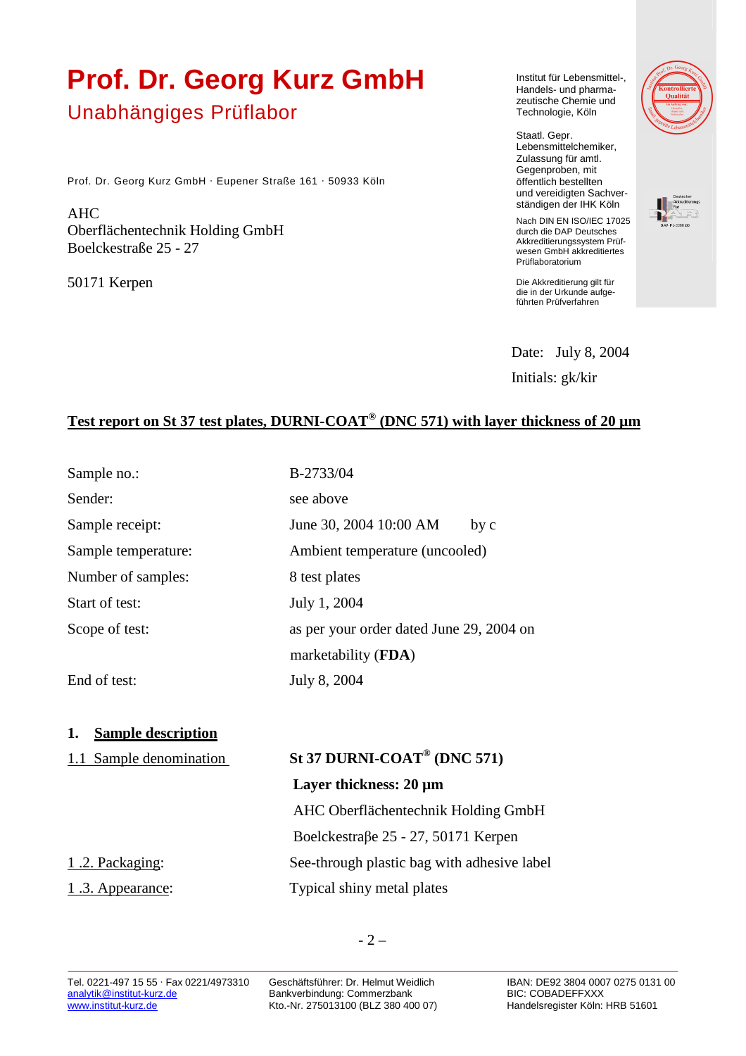# Prof. Dr. Georg Kurz GmbH

## Unabhängiges Prüflabor

Prof. Dr. Georg Kurz GmbH · Eupener Straße 161 · 50933 Köln

AHC
Oberflächentechnik Holding GmbH
Boelckestraße 25 - 27

50171 Kerpen

Institut für Lebensmittel-, Handels- und pharmazeutische Chemie und Technologie, Köln

Staatl. Gepr. Lebensmittelchemiker, Zulassung für amtl. Gegenproben, mit öffentlich bestellten und vereidigten Sachverständigen der IHK Köln

Nach DIN EN ISO/IEC 17025 durch die DAP Deutsches Akkreditierungssystem Prüfwesen GmbH akkreditiertes Prüflaboratorium

Die Akkreditierung gilt für die in der Urkunde aufgeführten Prüfverfahren

Date: July 8, 2004

Initials: gk/kir

**Test report on St 37 test plates, DURNI-COAT® (DNC 571) with layer thickness of 20 µm**

| | |
|---|---|
| Sample no.: | B-2733/04 |
| Sender: | see above |
| Sample receipt: | June 30, 2004 10:00 AM by c |
| Sample temperature: | Ambient temperature (uncooled) |
| Number of samples: | 8 test plates |
| Start of test: | July 1, 2004 |
| Scope of test: | as per your order dated June 29, 2004 on marketability (**FDA**) |
| End of test: | July 8, 2004 |

## 1. Sample description

| | |
|---|---|
| 1.1 Sample denomination | **St 37 DURNI-COAT® (DNC 571)**<br>**Layer thickness: 20 µm**<br>AHC Oberflächentechnik Holding GmbH<br>Boelckestraβe 25 - 27, 50171 Kerpen |
| 1 .2. Packaging: | See-through plastic bag with adhesive label |
| 1 .3. Appearance: | Typical shiny metal plates |

- 2 –

Tel. 0221-497 15 55 · Fax 0221/4973310
analytik@institut-kurz.de
www.institut-kurz.de

Geschäftsführer: Dr. Helmut Weidlich
Bankverbindung: Commerzbank
Kto.-Nr. 275013100 (BLZ 380 400 07)

IBAN: DE92 3804 0007 0275 0131 00
BIC: COBADEFFXXX
Handelsregister Köln: HRB 51601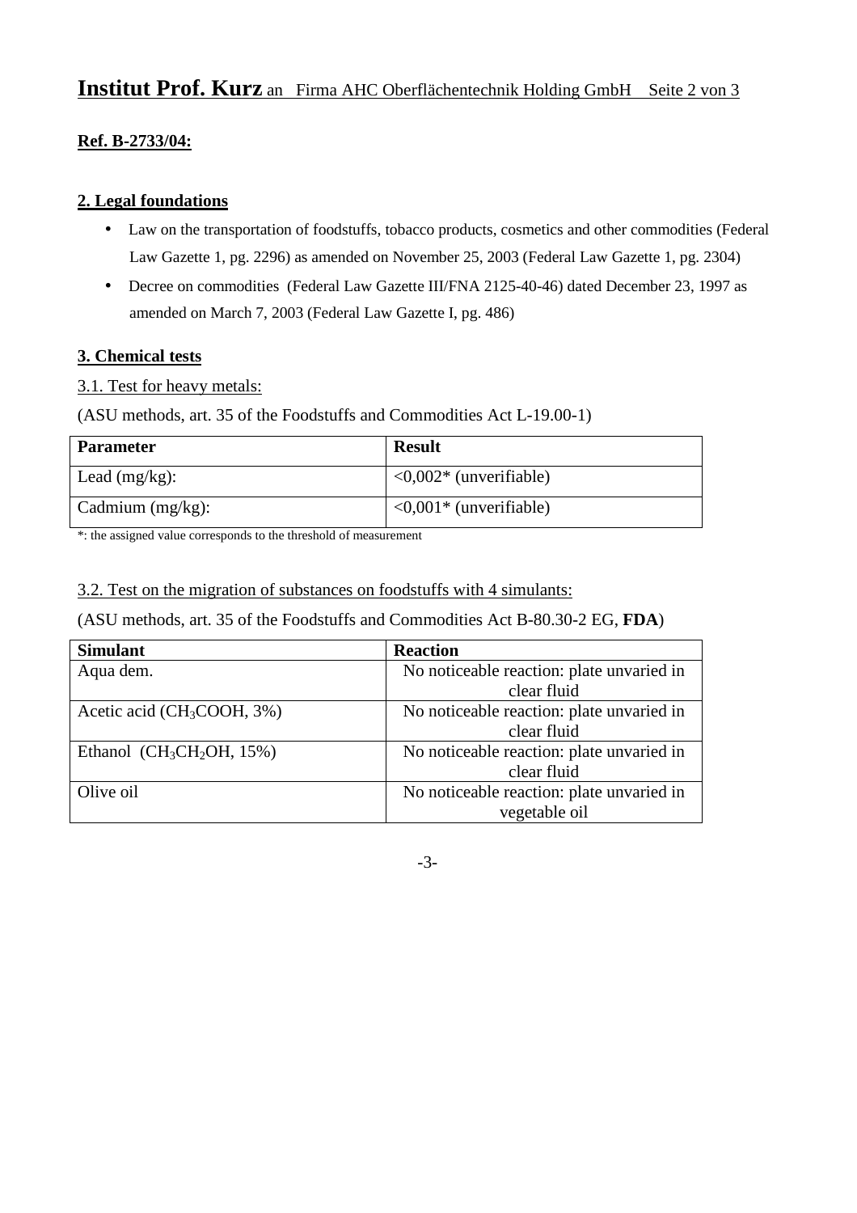**Ref. B-2733/04:**

## 2. Legal foundations

- Law on the transportation of foodstuffs, tobacco products, cosmetics and other commodities (Federal Law Gazette 1, pg. 2296) as amended on November 25, 2003 (Federal Law Gazette 1, pg. 2304)
- Decree on commodities (Federal Law Gazette III/FNA 2125-40-46) dated December 23, 1997 as amended on March 7, 2003 (Federal Law Gazette I, pg. 486)

## 3. Chemical tests

3.1. Test for heavy metals:

(ASU methods, art. 35 of the Foodstuffs and Commodities Act L-19.00-1)

| Parameter | Result |
|---|---|
| Lead (mg/kg): | <0,002* (unverifiable) |
| Cadmium (mg/kg): | <0,001* (unverifiable) |

*: the assigned value corresponds to the threshold of measurement

3.2. Test on the migration of substances on foodstuffs with 4 simulants:

(ASU methods, art. 35 of the Foodstuffs and Commodities Act B-80.30-2 EG, **FDA**)

| Simulant | Reaction |
|---|---|
| Aqua dem. | No noticeable reaction: plate unvaried in clear fluid |
| Acetic acid ($CH_3COOH$, 3%) | No noticeable reaction: plate unvaried in clear fluid |
| Ethanol ($CH_3CH_2OH$, 15%) | No noticeable reaction: plate unvaried in clear fluid |
| Olive oil | No noticeable reaction: plate unvaried in vegetable oil |

-3-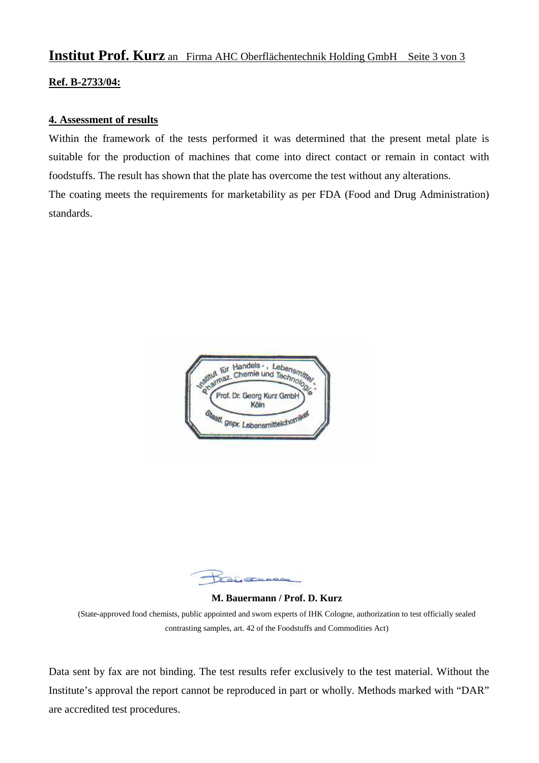**Ref. B-2733/04:**

## 4. Assessment of results

Within the framework of the tests performed it was determined that the present metal plate is suitable for the production of machines that come into direct contact or remain in contact with foodstuffs. The result has shown that the plate has overcome the test without any alterations.
The coating meets the requirements for marketability as per FDA (Food and Drug Administration) standards.

Institut für Handels-, Lebensmittel-, Pharmaz. Chemie und Technologie
Prof. Dr. Georg Kurz GmbH
Köln
Staatl. gepr. Lebensmittelchemiker

**M. Bauermann / Prof. D. Kurz**

(State-approved food chemists, public appointed and sworn experts of IHK Cologne, authorization to test officially sealed contrasting samples, art. 42 of the Foodstuffs and Commodities Act)

Data sent by fax are not binding. The test results refer exclusively to the test material. Without the Institute's approval the report cannot be reproduced in part or wholly. Methods marked with "DAR" are accredited test procedures.